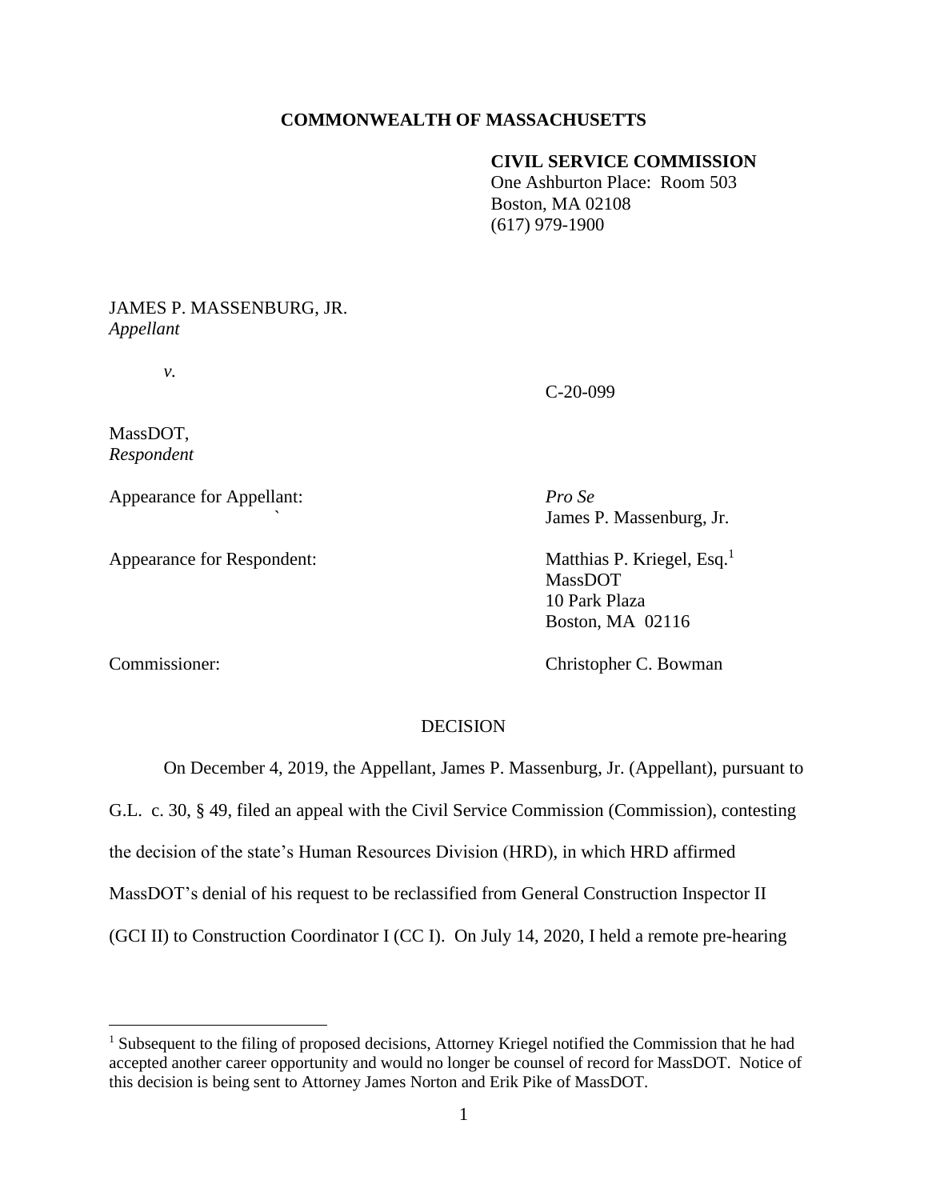**COMMONWEALTH OF MASSACHUSETTS**

**CIVIL SERVICE COMMISSION**
One Ashburton Place: Room 503
Boston, MA 02108
(617) 979-1900

JAMES P. MASSENBURG, JR.
*Appellant*

*v.*

C-20-099

MassDOT,
*Respondent*

Appearance for Appellant: *Pro Se*
James P. Massenburg, Jr.

Appearance for Respondent: Matthias P. Kriegel, Esq.[1]
MassDOT
10 Park Plaza
Boston, MA 02116

Commissioner: Christopher C. Bowman

DECISION

On December 4, 2019, the Appellant, James P. Massenburg, Jr. (Appellant), pursuant to G.L. c. 30, § 49, filed an appeal with the Civil Service Commission (Commission), contesting the decision of the state's Human Resources Division (HRD), in which HRD affirmed MassDOT's denial of his request to be reclassified from General Construction Inspector II (GCI II) to Construction Coordinator I (CC I). On July 14, 2020, I held a remote pre-hearing

[1] Subsequent to the filing of proposed decisions, Attorney Kriegel notified the Commission that he had accepted another career opportunity and would no longer be counsel of record for MassDOT. Notice of this decision is being sent to Attorney James Norton and Erik Pike of MassDOT.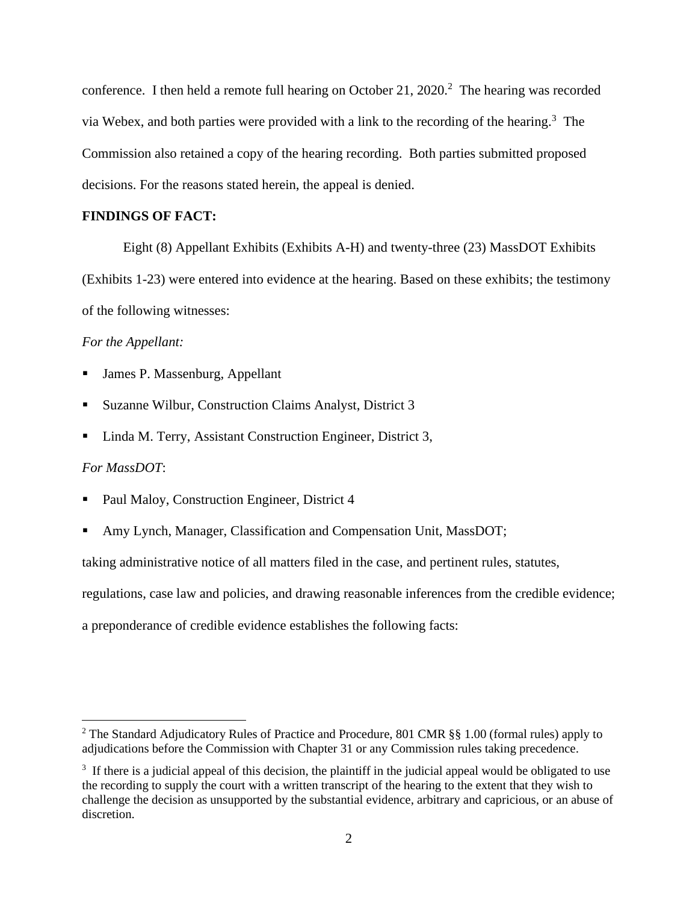conference. I then held a remote full hearing on October 21, 2020.[2] The hearing was recorded via Webex, and both parties were provided with a link to the recording of the hearing.[3] The Commission also retained a copy of the hearing recording. Both parties submitted proposed decisions. For the reasons stated herein, the appeal is denied.

**FINDINGS OF FACT:**

Eight (8) Appellant Exhibits (Exhibits A-H) and twenty-three (23) MassDOT Exhibits (Exhibits 1-23) were entered into evidence at the hearing. Based on these exhibits; the testimony of the following witnesses:

*For the Appellant:*

- James P. Massenburg, Appellant
- Suzanne Wilbur, Construction Claims Analyst, District 3
- Linda M. Terry, Assistant Construction Engineer, District 3,

*For MassDOT*:

- Paul Maloy, Construction Engineer, District 4
- Amy Lynch, Manager, Classification and Compensation Unit, MassDOT;

taking administrative notice of all matters filed in the case, and pertinent rules, statutes, regulations, case law and policies, and drawing reasonable inferences from the credible evidence; a preponderance of credible evidence establishes the following facts:

---

[2] The Standard Adjudicatory Rules of Practice and Procedure, 801 CMR §§ 1.00 (formal rules) apply to adjudications before the Commission with Chapter 31 or any Commission rules taking precedence.

[3] If there is a judicial appeal of this decision, the plaintiff in the judicial appeal would be obligated to use the recording to supply the court with a written transcript of the hearing to the extent that they wish to challenge the decision as unsupported by the substantial evidence, arbitrary and capricious, or an abuse of discretion.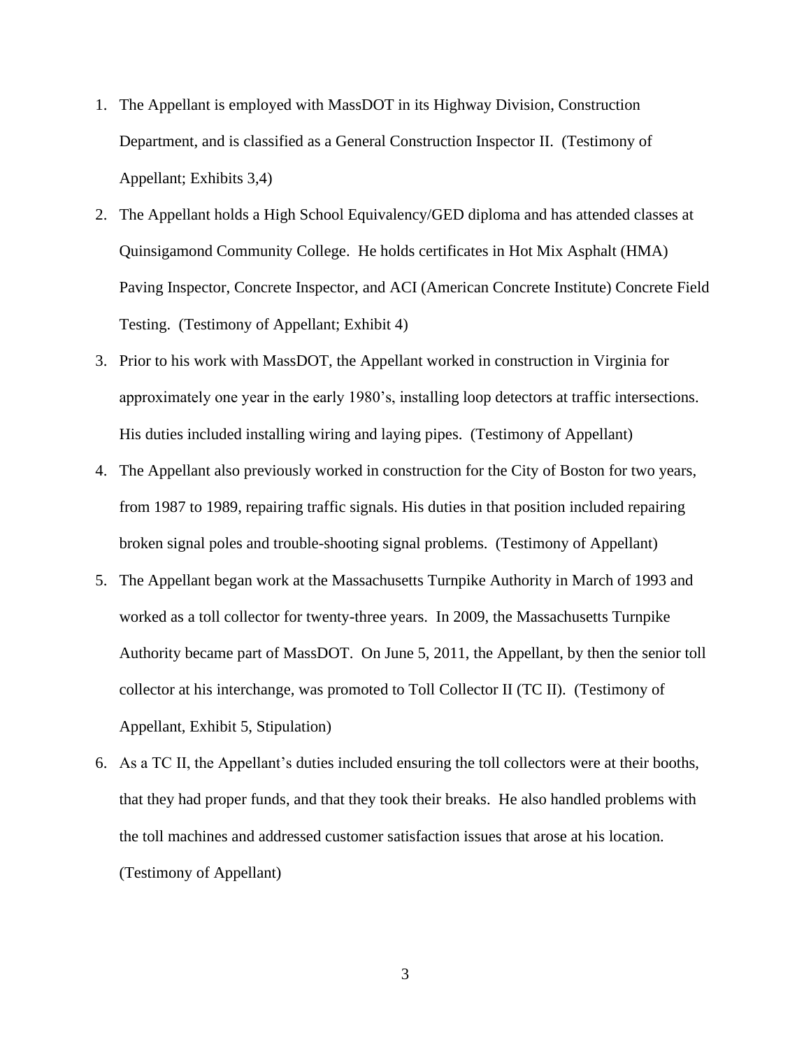1. The Appellant is employed with MassDOT in its Highway Division, Construction Department, and is classified as a General Construction Inspector II. (Testimony of Appellant; Exhibits 3,4)
2. The Appellant holds a High School Equivalency/GED diploma and has attended classes at Quinsigamond Community College. He holds certificates in Hot Mix Asphalt (HMA) Paving Inspector, Concrete Inspector, and ACI (American Concrete Institute) Concrete Field Testing. (Testimony of Appellant; Exhibit 4)
3. Prior to his work with MassDOT, the Appellant worked in construction in Virginia for approximately one year in the early 1980's, installing loop detectors at traffic intersections. His duties included installing wiring and laying pipes. (Testimony of Appellant)
4. The Appellant also previously worked in construction for the City of Boston for two years, from 1987 to 1989, repairing traffic signals. His duties in that position included repairing broken signal poles and trouble-shooting signal problems. (Testimony of Appellant)
5. The Appellant began work at the Massachusetts Turnpike Authority in March of 1993 and worked as a toll collector for twenty-three years. In 2009, the Massachusetts Turnpike Authority became part of MassDOT. On June 5, 2011, the Appellant, by then the senior toll collector at his interchange, was promoted to Toll Collector II (TC II). (Testimony of Appellant, Exhibit 5, Stipulation)
6. As a TC II, the Appellant's duties included ensuring the toll collectors were at their booths, that they had proper funds, and that they took their breaks. He also handled problems with the toll machines and addressed customer satisfaction issues that arose at his location. (Testimony of Appellant)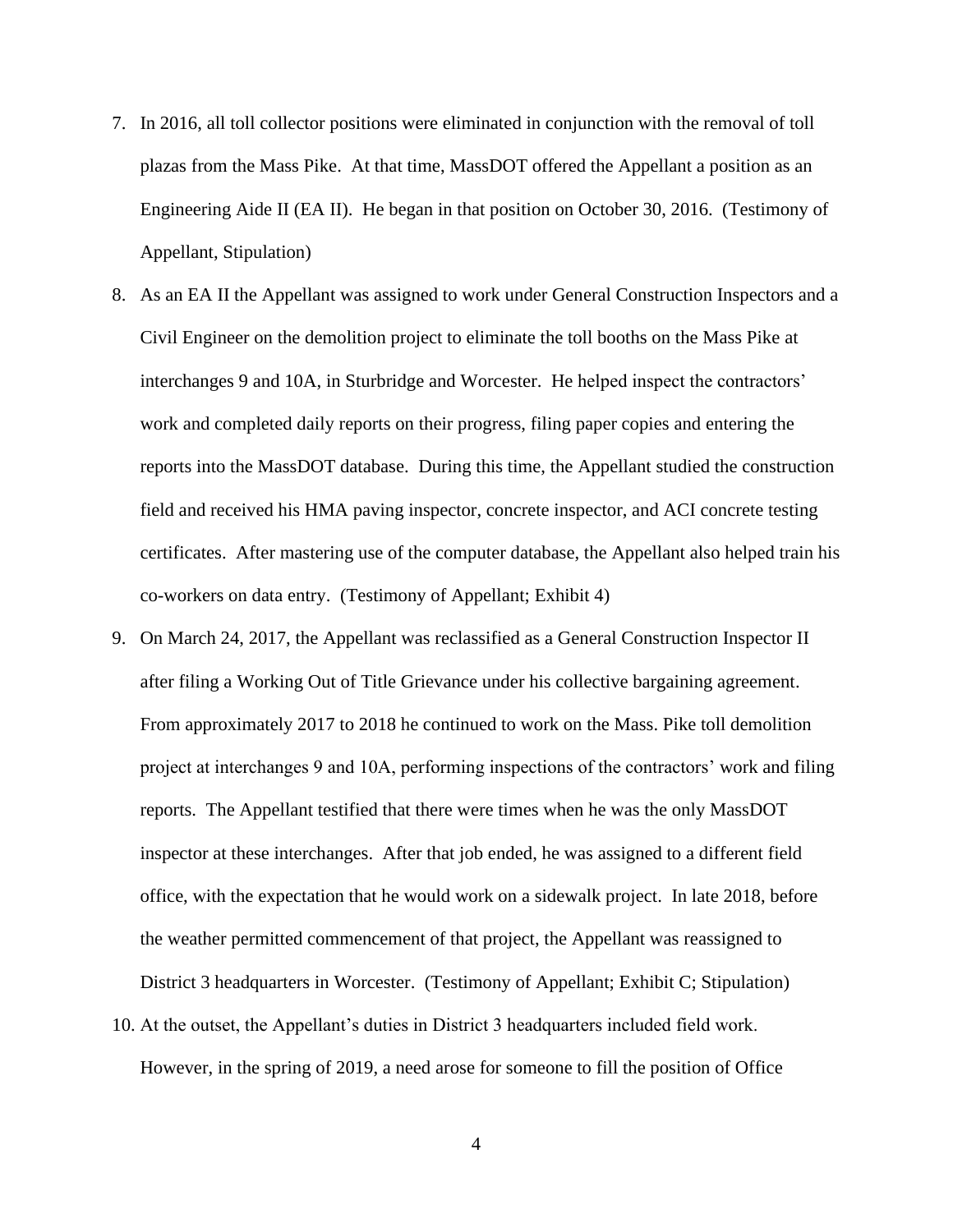7. In 2016, all toll collector positions were eliminated in conjunction with the removal of toll plazas from the Mass Pike. At that time, MassDOT offered the Appellant a position as an Engineering Aide II (EA II). He began in that position on October 30, 2016. (Testimony of Appellant, Stipulation)

8. As an EA II the Appellant was assigned to work under General Construction Inspectors and a Civil Engineer on the demolition project to eliminate the toll booths on the Mass Pike at interchanges 9 and 10A, in Sturbridge and Worcester. He helped inspect the contractors' work and completed daily reports on their progress, filing paper copies and entering the reports into the MassDOT database. During this time, the Appellant studied the construction field and received his HMA paving inspector, concrete inspector, and ACI concrete testing certificates. After mastering use of the computer database, the Appellant also helped train his co-workers on data entry. (Testimony of Appellant; Exhibit 4)

9. On March 24, 2017, the Appellant was reclassified as a General Construction Inspector II after filing a Working Out of Title Grievance under his collective bargaining agreement. From approximately 2017 to 2018 he continued to work on the Mass. Pike toll demolition project at interchanges 9 and 10A, performing inspections of the contractors' work and filing reports. The Appellant testified that there were times when he was the only MassDOT inspector at these interchanges. After that job ended, he was assigned to a different field office, with the expectation that he would work on a sidewalk project. In late 2018, before the weather permitted commencement of that project, the Appellant was reassigned to District 3 headquarters in Worcester. (Testimony of Appellant; Exhibit C; Stipulation)

10. At the outset, the Appellant's duties in District 3 headquarters included field work. However, in the spring of 2019, a need arose for someone to fill the position of Office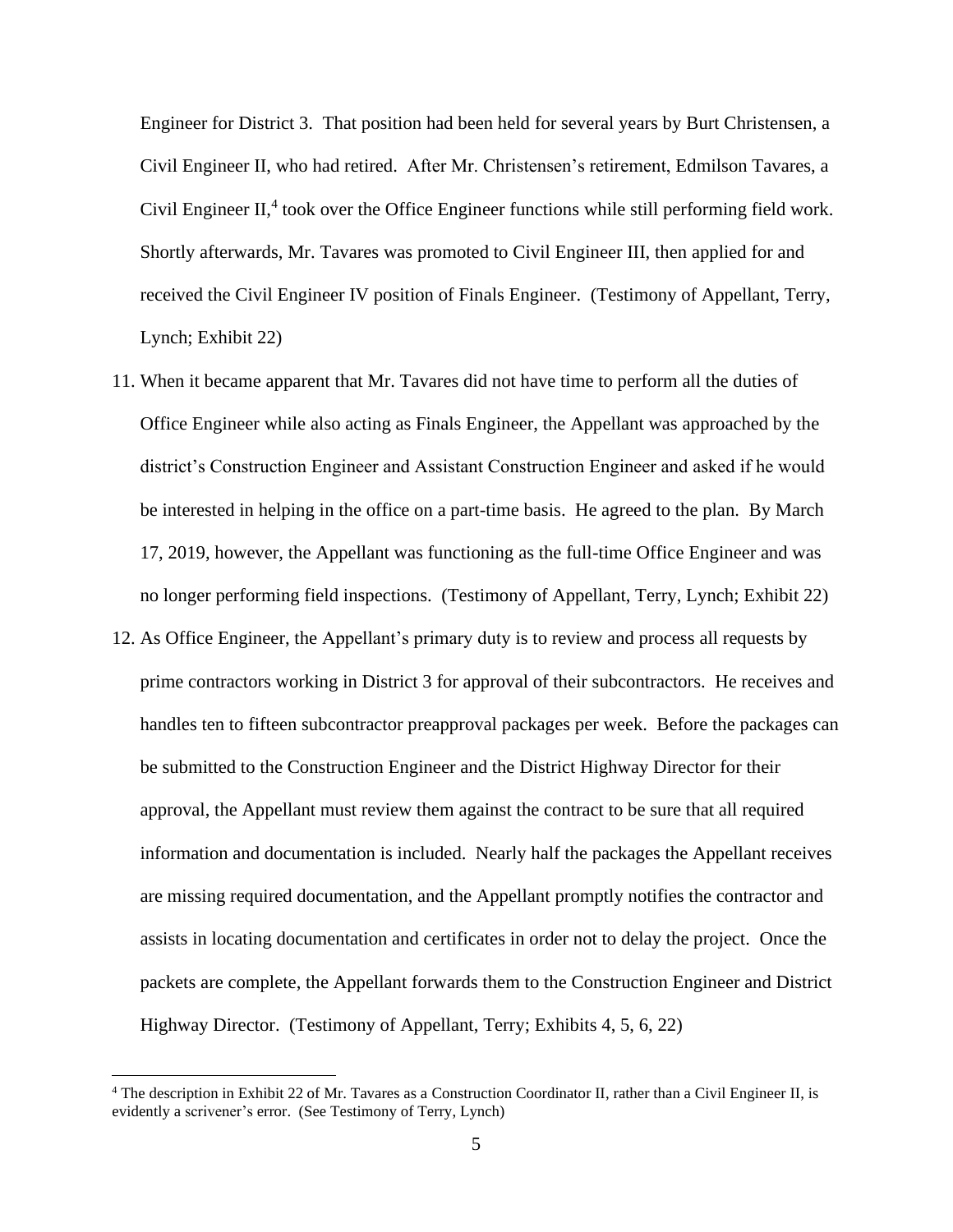Engineer for District 3. That position had been held for several years by Burt Christensen, a Civil Engineer II, who had retired. After Mr. Christensen's retirement, Edmilson Tavares, a Civil Engineer II,[4] took over the Office Engineer functions while still performing field work. Shortly afterwards, Mr. Tavares was promoted to Civil Engineer III, then applied for and received the Civil Engineer IV position of Finals Engineer. (Testimony of Appellant, Terry, Lynch; Exhibit 22)

11. When it became apparent that Mr. Tavares did not have time to perform all the duties of Office Engineer while also acting as Finals Engineer, the Appellant was approached by the district's Construction Engineer and Assistant Construction Engineer and asked if he would be interested in helping in the office on a part-time basis. He agreed to the plan. By March 17, 2019, however, the Appellant was functioning as the full-time Office Engineer and was no longer performing field inspections. (Testimony of Appellant, Terry, Lynch; Exhibit 22)

12. As Office Engineer, the Appellant's primary duty is to review and process all requests by prime contractors working in District 3 for approval of their subcontractors. He receives and handles ten to fifteen subcontractor preapproval packages per week. Before the packages can be submitted to the Construction Engineer and the District Highway Director for their approval, the Appellant must review them against the contract to be sure that all required information and documentation is included. Nearly half the packages the Appellant receives are missing required documentation, and the Appellant promptly notifies the contractor and assists in locating documentation and certificates in order not to delay the project. Once the packets are complete, the Appellant forwards them to the Construction Engineer and District Highway Director. (Testimony of Appellant, Terry; Exhibits 4, 5, 6, 22)

[4] The description in Exhibit 22 of Mr. Tavares as a Construction Coordinator II, rather than a Civil Engineer II, is evidently a scrivener's error. (See Testimony of Terry, Lynch)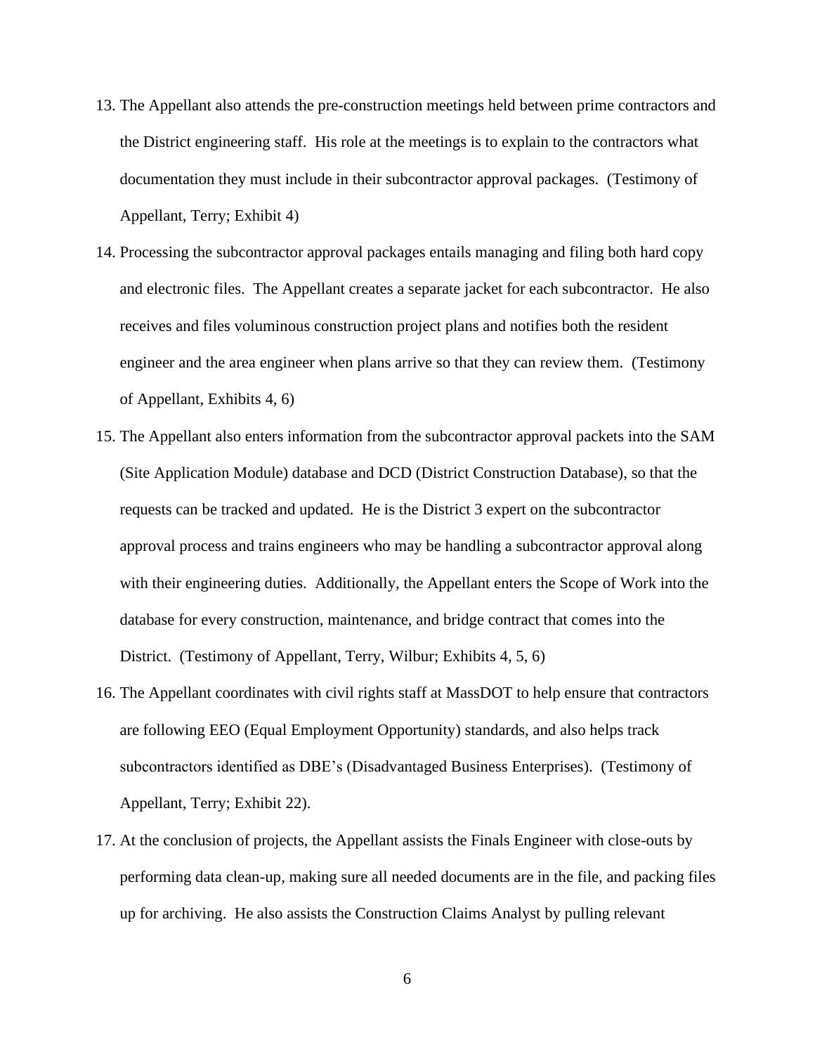13. The Appellant also attends the pre-construction meetings held between prime contractors and the District engineering staff. His role at the meetings is to explain to the contractors what documentation they must include in their subcontractor approval packages. (Testimony of Appellant, Terry; Exhibit 4)

14. Processing the subcontractor approval packages entails managing and filing both hard copy and electronic files. The Appellant creates a separate jacket for each subcontractor. He also receives and files voluminous construction project plans and notifies both the resident engineer and the area engineer when plans arrive so that they can review them. (Testimony of Appellant, Exhibits 4, 6)

15. The Appellant also enters information from the subcontractor approval packets into the SAM (Site Application Module) database and DCD (District Construction Database), so that the requests can be tracked and updated. He is the District 3 expert on the subcontractor approval process and trains engineers who may be handling a subcontractor approval along with their engineering duties. Additionally, the Appellant enters the Scope of Work into the database for every construction, maintenance, and bridge contract that comes into the District. (Testimony of Appellant, Terry, Wilbur; Exhibits 4, 5, 6)

16. The Appellant coordinates with civil rights staff at MassDOT to help ensure that contractors are following EEO (Equal Employment Opportunity) standards, and also helps track subcontractors identified as DBE's (Disadvantaged Business Enterprises). (Testimony of Appellant, Terry; Exhibit 22).

17. At the conclusion of projects, the Appellant assists the Finals Engineer with close-outs by performing data clean-up, making sure all needed documents are in the file, and packing files up for archiving. He also assists the Construction Claims Analyst by pulling relevant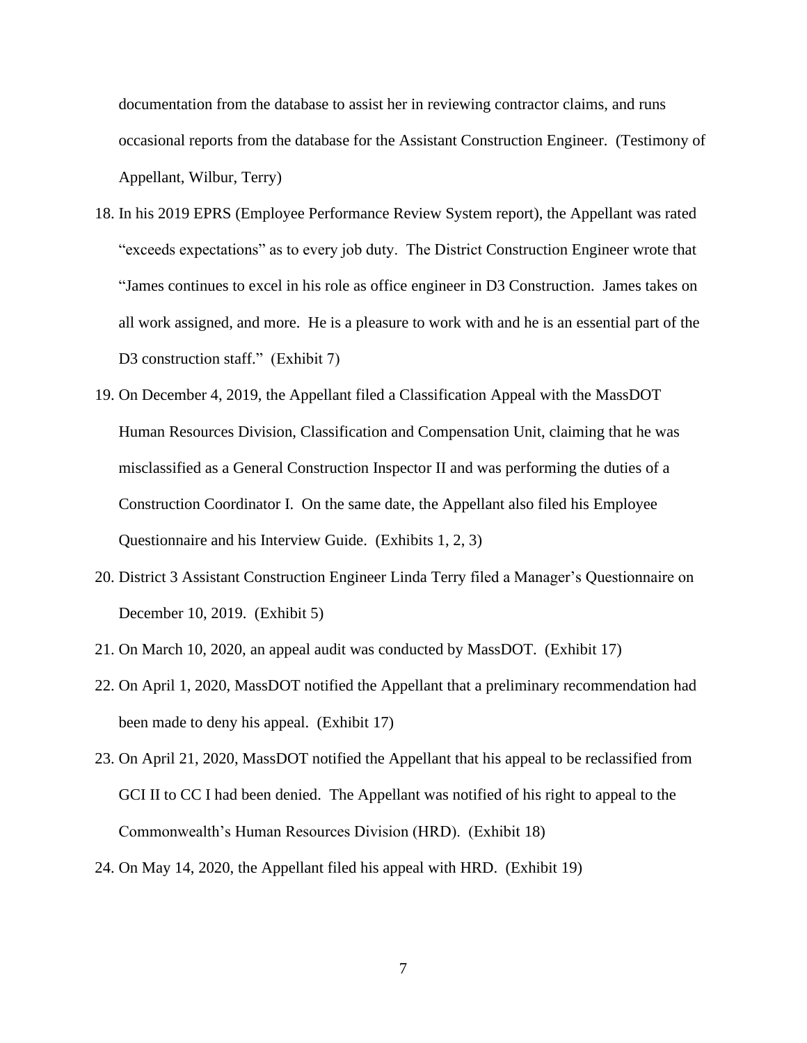documentation from the database to assist her in reviewing contractor claims, and runs occasional reports from the database for the Assistant Construction Engineer. (Testimony of Appellant, Wilbur, Terry)

18. In his 2019 EPRS (Employee Performance Review System report), the Appellant was rated "exceeds expectations" as to every job duty. The District Construction Engineer wrote that "James continues to excel in his role as office engineer in D3 Construction. James takes on all work assigned, and more. He is a pleasure to work with and he is an essential part of the D3 construction staff." (Exhibit 7)
19. On December 4, 2019, the Appellant filed a Classification Appeal with the MassDOT Human Resources Division, Classification and Compensation Unit, claiming that he was misclassified as a General Construction Inspector II and was performing the duties of a Construction Coordinator I. On the same date, the Appellant also filed his Employee Questionnaire and his Interview Guide. (Exhibits 1, 2, 3)
20. District 3 Assistant Construction Engineer Linda Terry filed a Manager's Questionnaire on December 10, 2019. (Exhibit 5)
21. On March 10, 2020, an appeal audit was conducted by MassDOT. (Exhibit 17)
22. On April 1, 2020, MassDOT notified the Appellant that a preliminary recommendation had been made to deny his appeal. (Exhibit 17)
23. On April 21, 2020, MassDOT notified the Appellant that his appeal to be reclassified from GCI II to CC I had been denied. The Appellant was notified of his right to appeal to the Commonwealth's Human Resources Division (HRD). (Exhibit 18)
24. On May 14, 2020, the Appellant filed his appeal with HRD. (Exhibit 19)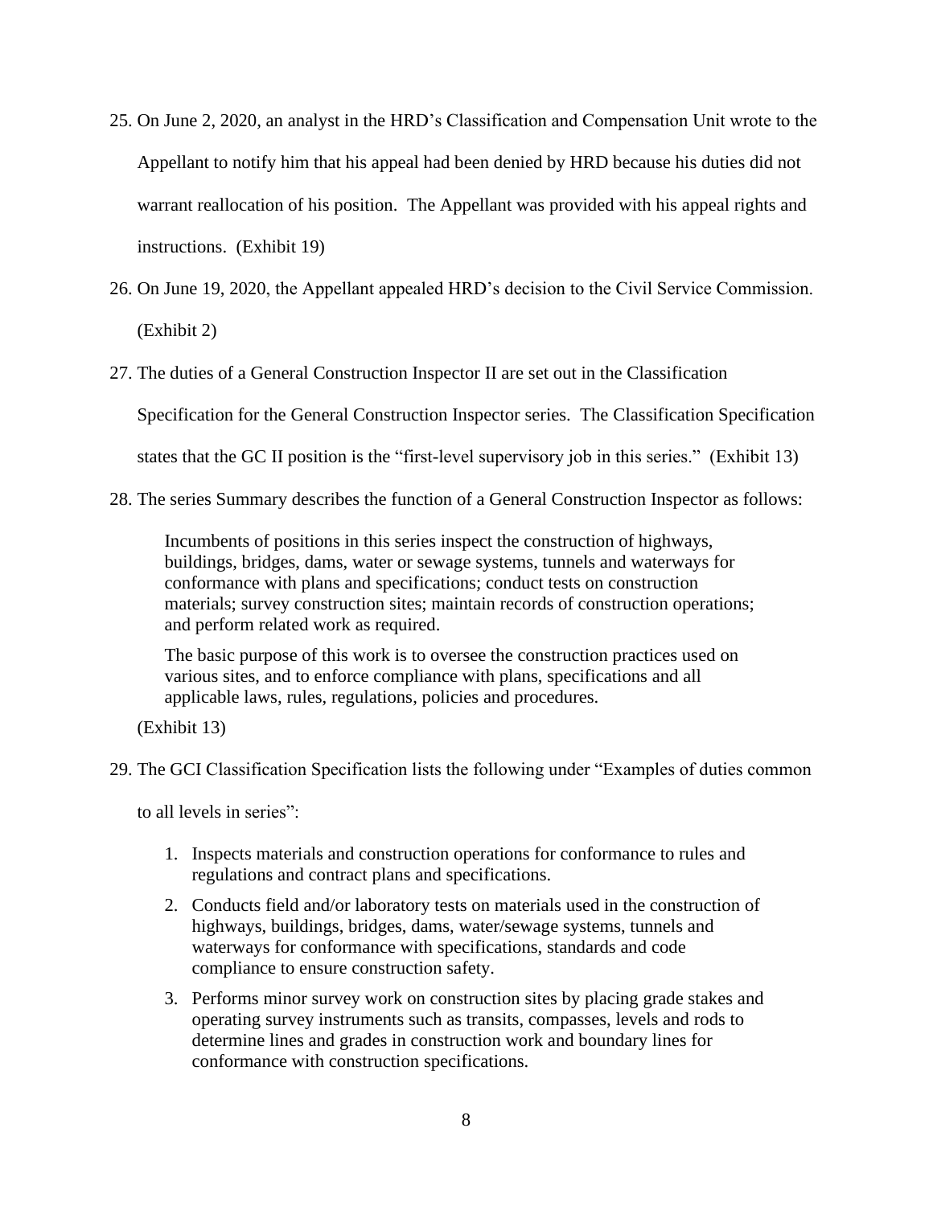25. On June 2, 2020, an analyst in the HRD's Classification and Compensation Unit wrote to the Appellant to notify him that his appeal had been denied by HRD because his duties did not warrant reallocation of his position. The Appellant was provided with his appeal rights and instructions. (Exhibit 19)

26. On June 19, 2020, the Appellant appealed HRD's decision to the Civil Service Commission. (Exhibit 2)

27. The duties of a General Construction Inspector II are set out in the Classification Specification for the General Construction Inspector series. The Classification Specification states that the GC II position is the "first-level supervisory job in this series." (Exhibit 13)

28. The series Summary describes the function of a General Construction Inspector as follows:

    > Incumbents of positions in this series inspect the construction of highways, buildings, bridges, dams, water or sewage systems, tunnels and waterways for conformance with plans and specifications; conduct tests on construction materials; survey construction sites; maintain records of construction operations; and perform related work as required.
    >
    > The basic purpose of this work is to oversee the construction practices used on various sites, and to enforce compliance with plans, specifications and all applicable laws, rules, regulations, policies and procedures.

    (Exhibit 13)

29. The GCI Classification Specification lists the following under "Examples of duties common to all levels in series":

    1. Inspects materials and construction operations for conformance to rules and regulations and contract plans and specifications.
    2. Conducts field and/or laboratory tests on materials used in the construction of highways, buildings, bridges, dams, water/sewage systems, tunnels and waterways for conformance with specifications, standards and code compliance to ensure construction safety.
    3. Performs minor survey work on construction sites by placing grade stakes and operating survey instruments such as transits, compasses, levels and rods to determine lines and grades in construction work and boundary lines for conformance with construction specifications.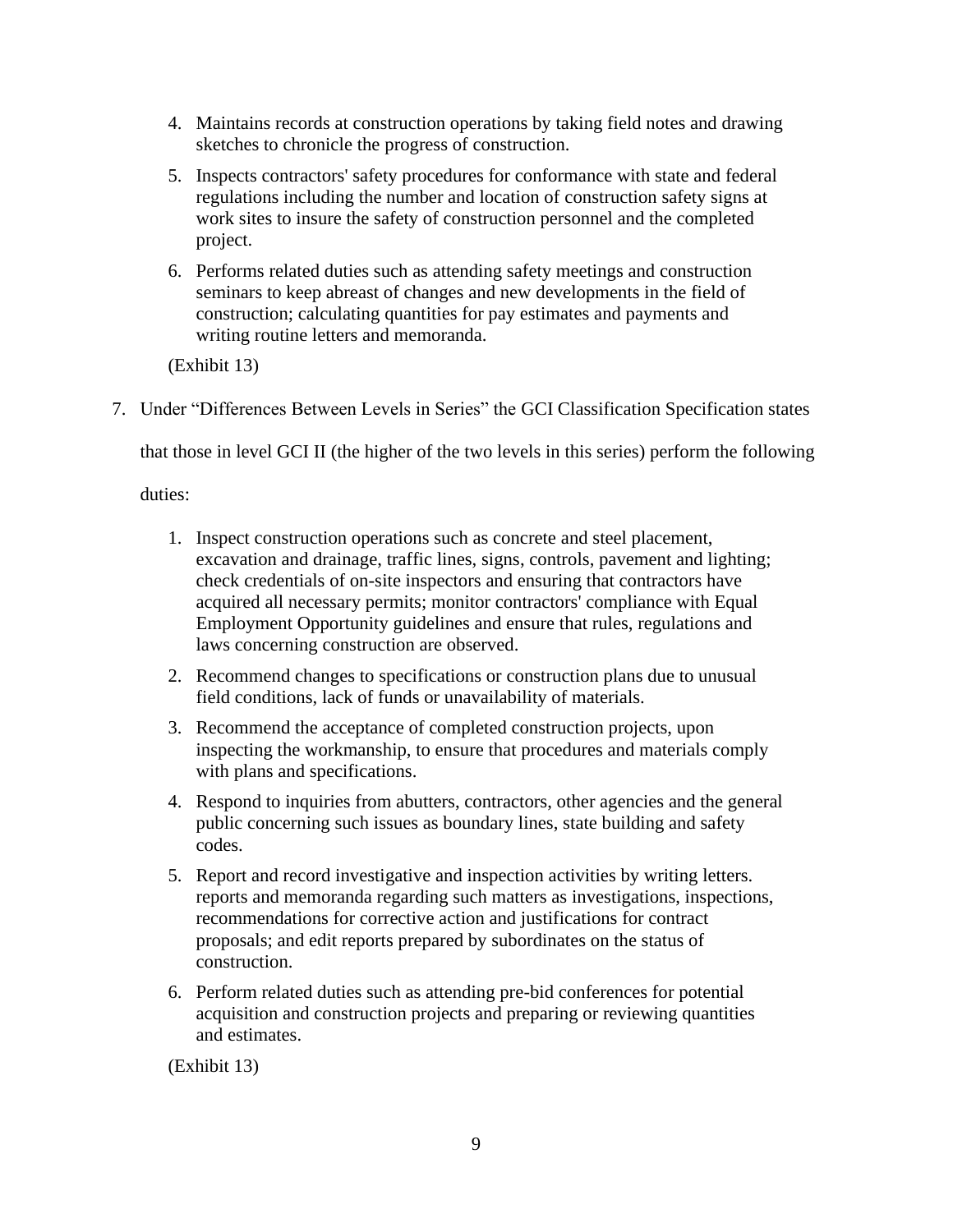4. Maintains records at construction operations by taking field notes and drawing sketches to chronicle the progress of construction.

5. Inspects contractors' safety procedures for conformance with state and federal regulations including the number and location of construction safety signs at work sites to insure the safety of construction personnel and the completed project.

6. Performs related duties such as attending safety meetings and construction seminars to keep abreast of changes and new developments in the field of construction; calculating quantities for pay estimates and payments and writing routine letters and memoranda.

(Exhibit 13)

7. Under "Differences Between Levels in Series" the GCI Classification Specification states that those in level GCI II (the higher of the two levels in this series) perform the following duties:

    1. Inspect construction operations such as concrete and steel placement, excavation and drainage, traffic lines, signs, controls, pavement and lighting; check credentials of on-site inspectors and ensuring that contractors have acquired all necessary permits; monitor contractors' compliance with Equal Employment Opportunity guidelines and ensure that rules, regulations and laws concerning construction are observed.

    2. Recommend changes to specifications or construction plans due to unusual field conditions, lack of funds or unavailability of materials.

    3. Recommend the acceptance of completed construction projects, upon inspecting the workmanship, to ensure that procedures and materials comply with plans and specifications.

    4. Respond to inquiries from abutters, contractors, other agencies and the general public concerning such issues as boundary lines, state building and safety codes.

    5. Report and record investigative and inspection activities by writing letters. reports and memoranda regarding such matters as investigations, inspections, recommendations for corrective action and justifications for contract proposals; and edit reports prepared by subordinates on the status of construction.

    6. Perform related duties such as attending pre-bid conferences for potential acquisition and construction projects and preparing or reviewing quantities and estimates.

    (Exhibit 13)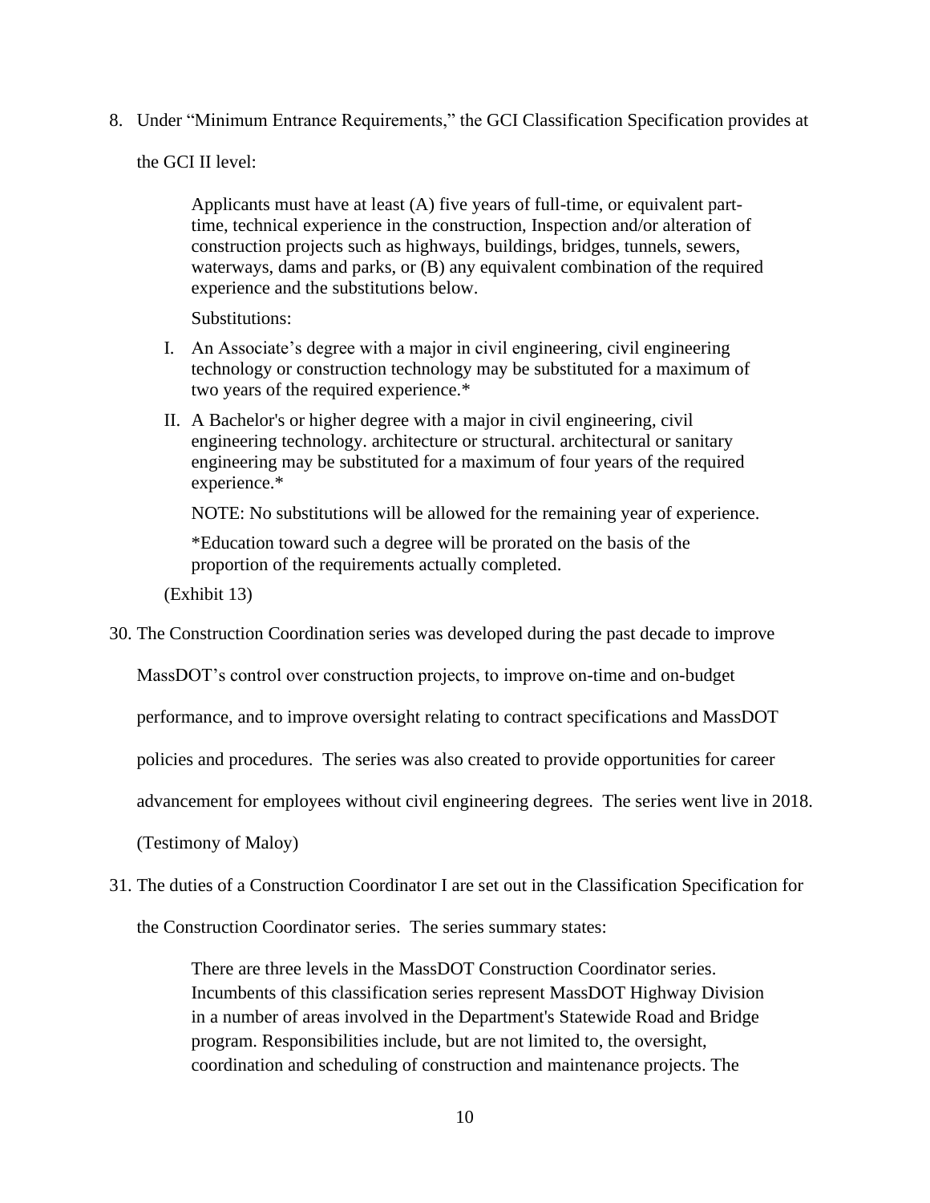8. Under "Minimum Entrance Requirements," the GCI Classification Specification provides at the GCI II level:

   > Applicants must have at least (A) five years of full-time, or equivalent part-time, technical experience in the construction, Inspection and/or alteration of construction projects such as highways, buildings, bridges, tunnels, sewers, waterways, dams and parks, or (B) any equivalent combination of the required experience and the substitutions below.
   >
   > Substitutions:
   >
   > I. An Associate's degree with a major in civil engineering, civil engineering technology or construction technology may be substituted for a maximum of two years of the required experience.*
   >
   > II. A Bachelor's or higher degree with a major in civil engineering, civil engineering technology. architecture or structural. architectural or sanitary engineering may be substituted for a maximum of four years of the required experience.*
   >
   > NOTE: No substitutions will be allowed for the remaining year of experience.
   >
   > *Education toward such a degree will be prorated on the basis of the proportion of the requirements actually completed.

   (Exhibit 13)

30. The Construction Coordination series was developed during the past decade to improve MassDOT's control over construction projects, to improve on-time and on-budget performance, and to improve oversight relating to contract specifications and MassDOT policies and procedures. The series was also created to provide opportunities for career advancement for employees without civil engineering degrees. The series went live in 2018. (Testimony of Maloy)

31. The duties of a Construction Coordinator I are set out in the Classification Specification for the Construction Coordinator series. The series summary states:

   > There are three levels in the MassDOT Construction Coordinator series. Incumbents of this classification series represent MassDOT Highway Division in a number of areas involved in the Department's Statewide Road and Bridge program. Responsibilities include, but are not limited to, the oversight, coordination and scheduling of construction and maintenance projects. The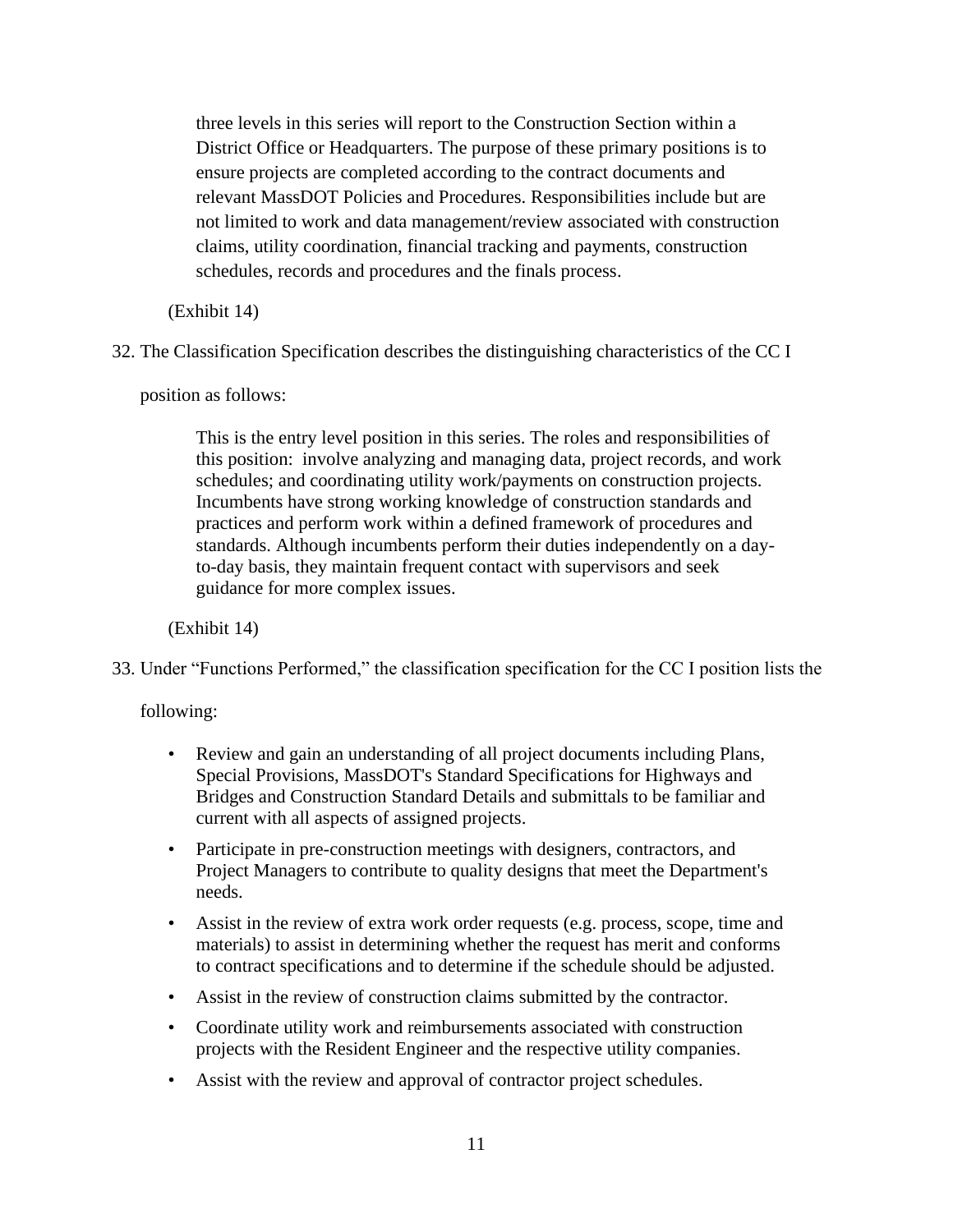> three levels in this series will report to the Construction Section within a District Office or Headquarters. The purpose of these primary positions is to ensure projects are completed according to the contract documents and relevant MassDOT Policies and Procedures. Responsibilities include but are not limited to work and data management/review associated with construction claims, utility coordination, financial tracking and payments, construction schedules, records and procedures and the finals process.

(Exhibit 14)

32. The Classification Specification describes the distinguishing characteristics of the CC I position as follows:

> This is the entry level position in this series. The roles and responsibilities of this position: involve analyzing and managing data, project records, and work schedules; and coordinating utility work/payments on construction projects. Incumbents have strong working knowledge of construction standards and practices and perform work within a defined framework of procedures and standards. Although incumbents perform their duties independently on a day-to-day basis, they maintain frequent contact with supervisors and seek guidance for more complex issues.

(Exhibit 14)

33. Under "Functions Performed," the classification specification for the CC I position lists the following:

- Review and gain an understanding of all project documents including Plans, Special Provisions, MassDOT's Standard Specifications for Highways and Bridges and Construction Standard Details and submittals to be familiar and current with all aspects of assigned projects.
- Participate in pre-construction meetings with designers, contractors, and Project Managers to contribute to quality designs that meet the Department's needs.
- Assist in the review of extra work order requests (e.g. process, scope, time and materials) to assist in determining whether the request has merit and conforms to contract specifications and to determine if the schedule should be adjusted.
- Assist in the review of construction claims submitted by the contractor.
- Coordinate utility work and reimbursements associated with construction projects with the Resident Engineer and the respective utility companies.
- Assist with the review and approval of contractor project schedules.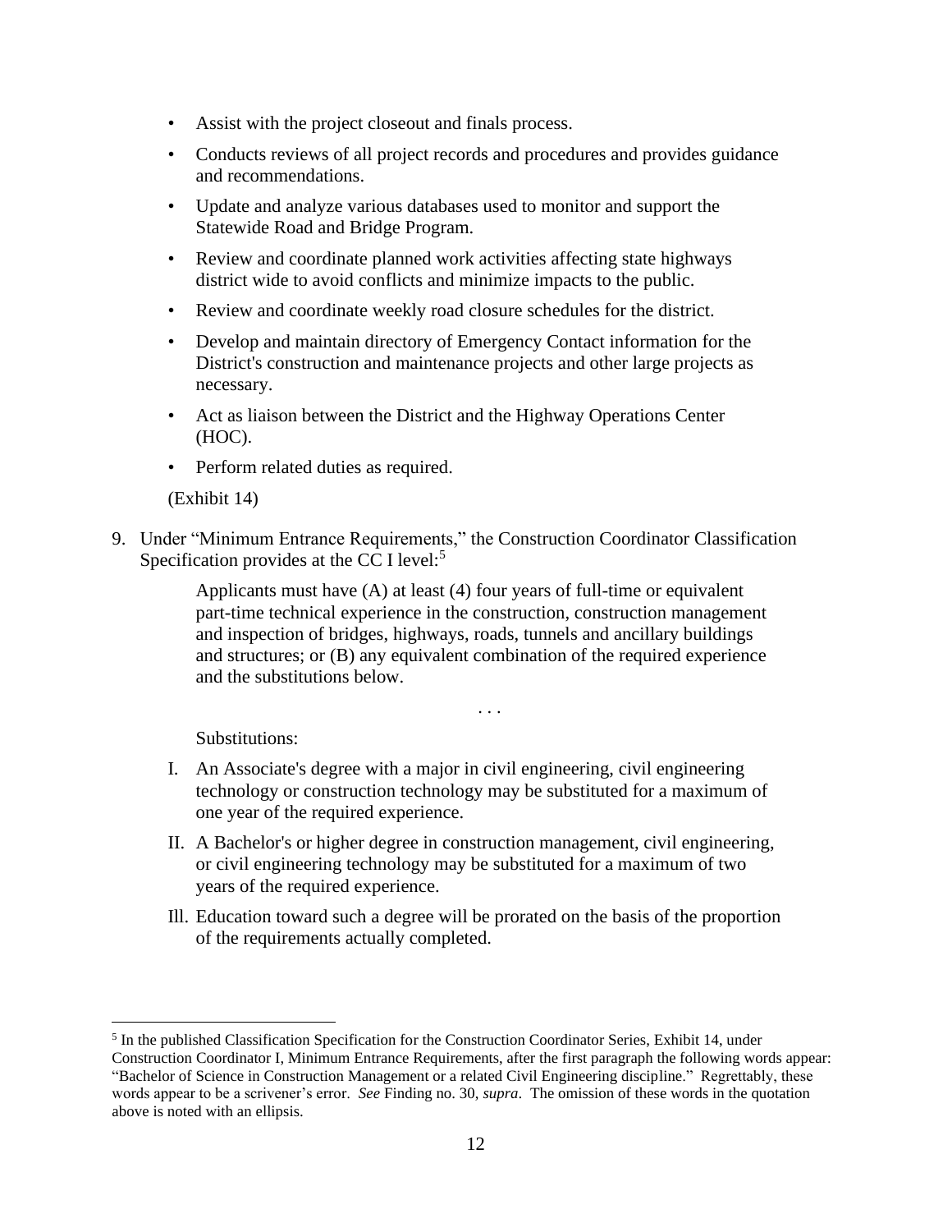- Assist with the project closeout and finals process.
- Conducts reviews of all project records and procedures and provides guidance and recommendations.
- Update and analyze various databases used to monitor and support the Statewide Road and Bridge Program.
- Review and coordinate planned work activities affecting state highways district wide to avoid conflicts and minimize impacts to the public.
- Review and coordinate weekly road closure schedules for the district.
- Develop and maintain directory of Emergency Contact information for the District's construction and maintenance projects and other large projects as necessary.
- Act as liaison between the District and the Highway Operations Center (HOC).
- Perform related duties as required.

(Exhibit 14)

9. Under "Minimum Entrance Requirements," the Construction Coordinator Classification Specification provides at the CC I level:[5]

   > Applicants must have (A) at least (4) four years of full-time or equivalent part-time technical experience in the construction, construction management and inspection of bridges, highways, roads, tunnels and ancillary buildings and structures; or (B) any equivalent combination of the required experience and the substitutions below.
   >
   > . . .
   >
   > Substitutions:
   >
   > I. An Associate's degree with a major in civil engineering, civil engineering technology or construction technology may be substituted for a maximum of one year of the required experience.
   >
   > II. A Bachelor's or higher degree in construction management, civil engineering, or civil engineering technology may be substituted for a maximum of two years of the required experience.
   >
   > Ill. Education toward such a degree will be prorated on the basis of the proportion of the requirements actually completed.

---

[5] In the published Classification Specification for the Construction Coordinator Series, Exhibit 14, under Construction Coordinator I, Minimum Entrance Requirements, after the first paragraph the following words appear: "Bachelor of Science in Construction Management or a related Civil Engineering discipline." Regrettably, these words appear to be a scrivener's error. *See* Finding no. 30, *supra*. The omission of these words in the quotation above is noted with an ellipsis.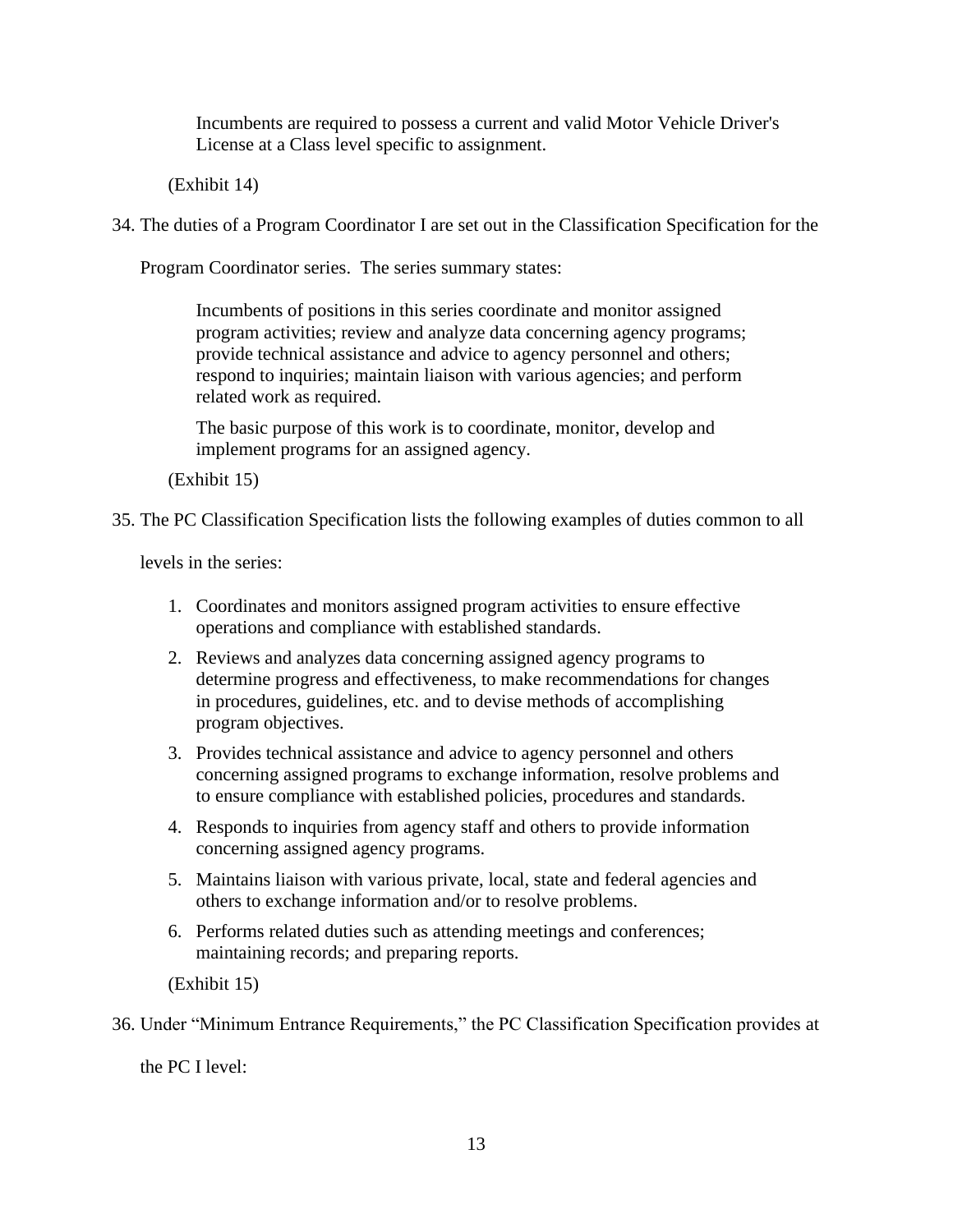> Incumbents are required to possess a current and valid Motor Vehicle Driver's License at a Class level specific to assignment.
>
> (Exhibit 14)

34. The duties of a Program Coordinator I are set out in the Classification Specification for the Program Coordinator series. The series summary states:

> Incumbents of positions in this series coordinate and monitor assigned program activities; review and analyze data concerning agency programs; provide technical assistance and advice to agency personnel and others; respond to inquiries; maintain liaison with various agencies; and perform related work as required.
>
> The basic purpose of this work is to coordinate, monitor, develop and implement programs for an assigned agency.
>
> (Exhibit 15)

35. The PC Classification Specification lists the following examples of duties common to all levels in the series:

> 1. Coordinates and monitors assigned program activities to ensure effective operations and compliance with established standards.
> 2. Reviews and analyzes data concerning assigned agency programs to determine progress and effectiveness, to make recommendations for changes in procedures, guidelines, etc. and to devise methods of accomplishing program objectives.
> 3. Provides technical assistance and advice to agency personnel and others concerning assigned programs to exchange information, resolve problems and to ensure compliance with established policies, procedures and standards.
> 4. Responds to inquiries from agency staff and others to provide information concerning assigned agency programs.
> 5. Maintains liaison with various private, local, state and federal agencies and others to exchange information and/or to resolve problems.
> 6. Performs related duties such as attending meetings and conferences; maintaining records; and preparing reports.
>
> (Exhibit 15)

36. Under "Minimum Entrance Requirements," the PC Classification Specification provides at the PC I level: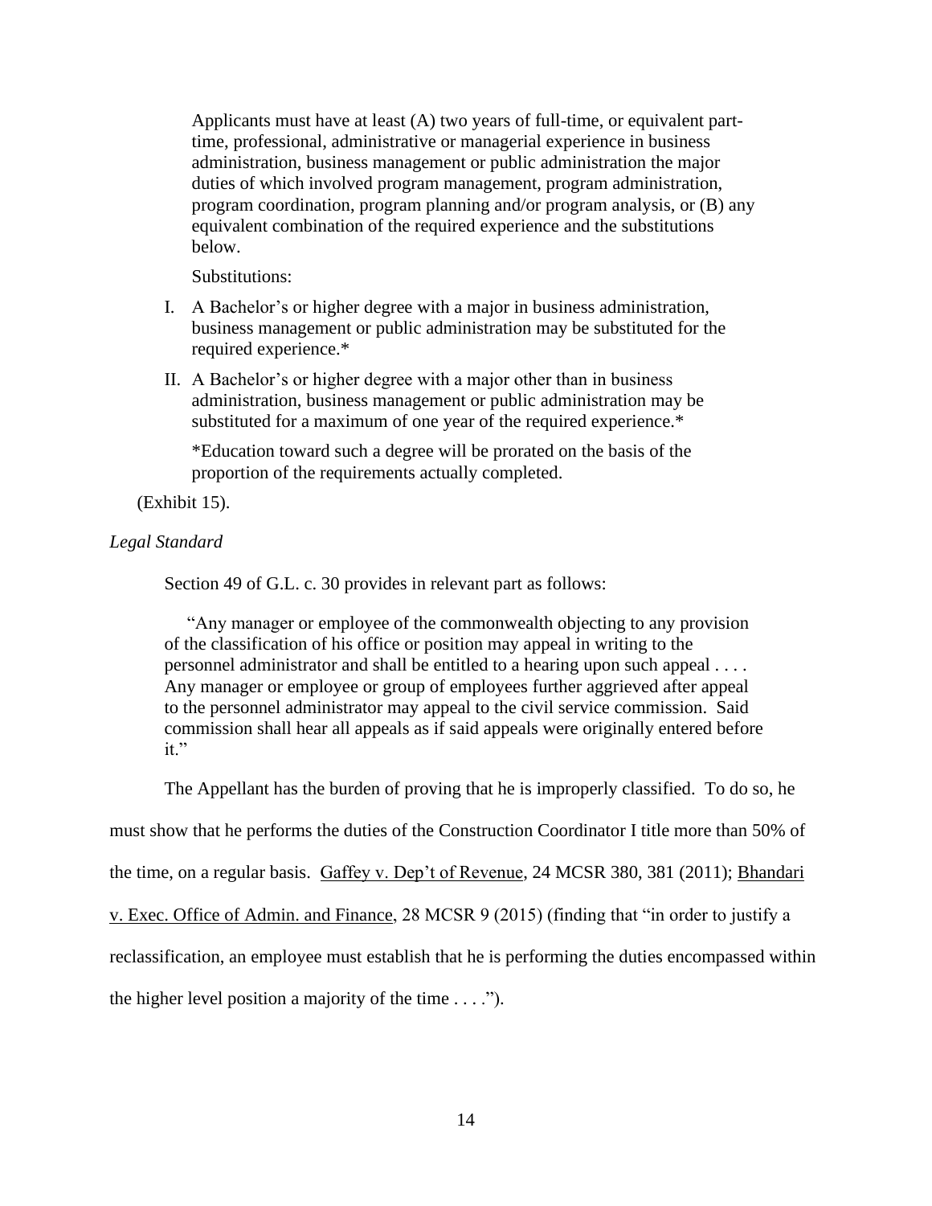> Applicants must have at least (A) two years of full-time, or equivalent part-time, professional, administrative or managerial experience in business administration, business management or public administration the major duties of which involved program management, program administration, program coordination, program planning and/or program analysis, or (B) any equivalent combination of the required experience and the substitutions below.
>
> Substitutions:
>
> I. A Bachelor's or higher degree with a major in business administration, business management or public administration may be substituted for the required experience.*
>
> II. A Bachelor's or higher degree with a major other than in business administration, business management or public administration may be substituted for a maximum of one year of the required experience.*
>
> *Education toward such a degree will be prorated on the basis of the proportion of the requirements actually completed.

(Exhibit 15).

*Legal Standard*

Section 49 of G.L. c. 30 provides in relevant part as follows:

> "Any manager or employee of the commonwealth objecting to any provision of the classification of his office or position may appeal in writing to the personnel administrator and shall be entitled to a hearing upon such appeal . . . . Any manager or employee or group of employees further aggrieved after appeal to the personnel administrator may appeal to the civil service commission. Said commission shall hear all appeals as if said appeals were originally entered before it."

The Appellant has the burden of proving that he is improperly classified. To do so, he must show that he performs the duties of the Construction Coordinator I title more than 50% of the time, on a regular basis. Gaffey v. Dep't of Revenue, 24 MCSR 380, 381 (2011); Bhandari v. Exec. Office of Admin. and Finance, 28 MCSR 9 (2015) (finding that "in order to justify a reclassification, an employee must establish that he is performing the duties encompassed within the higher level position a majority of the time . . . .").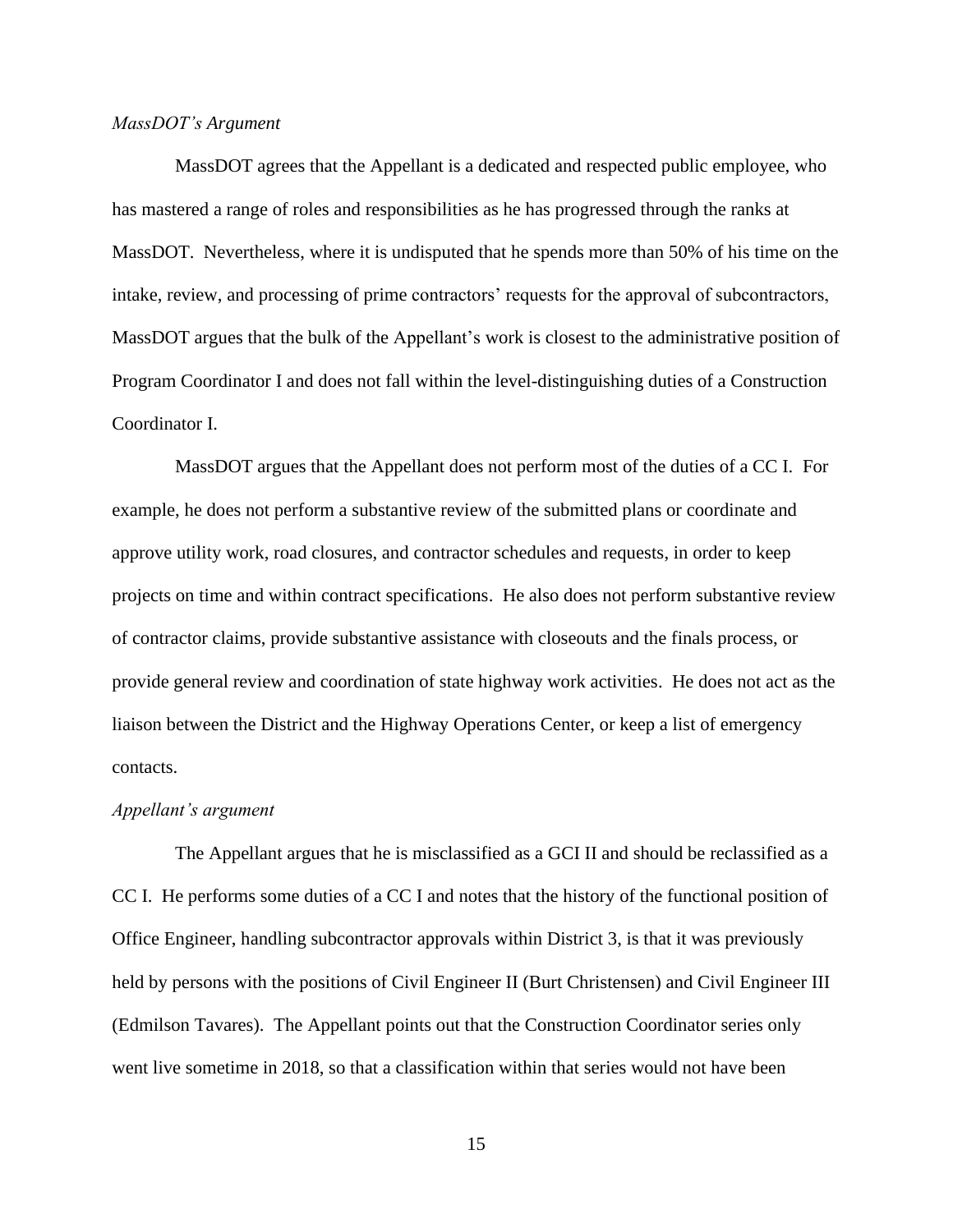*MassDOT's Argument*

MassDOT agrees that the Appellant is a dedicated and respected public employee, who has mastered a range of roles and responsibilities as he has progressed through the ranks at MassDOT. Nevertheless, where it is undisputed that he spends more than 50% of his time on the intake, review, and processing of prime contractors' requests for the approval of subcontractors, MassDOT argues that the bulk of the Appellant's work is closest to the administrative position of Program Coordinator I and does not fall within the level-distinguishing duties of a Construction Coordinator I.

MassDOT argues that the Appellant does not perform most of the duties of a CC I. For example, he does not perform a substantive review of the submitted plans or coordinate and approve utility work, road closures, and contractor schedules and requests, in order to keep projects on time and within contract specifications. He also does not perform substantive review of contractor claims, provide substantive assistance with closeouts and the finals process, or provide general review and coordination of state highway work activities. He does not act as the liaison between the District and the Highway Operations Center, or keep a list of emergency contacts.

*Appellant's argument*

The Appellant argues that he is misclassified as a GCI II and should be reclassified as a CC I. He performs some duties of a CC I and notes that the history of the functional position of Office Engineer, handling subcontractor approvals within District 3, is that it was previously held by persons with the positions of Civil Engineer II (Burt Christensen) and Civil Engineer III (Edmilson Tavares). The Appellant points out that the Construction Coordinator series only went live sometime in 2018, so that a classification within that series would not have been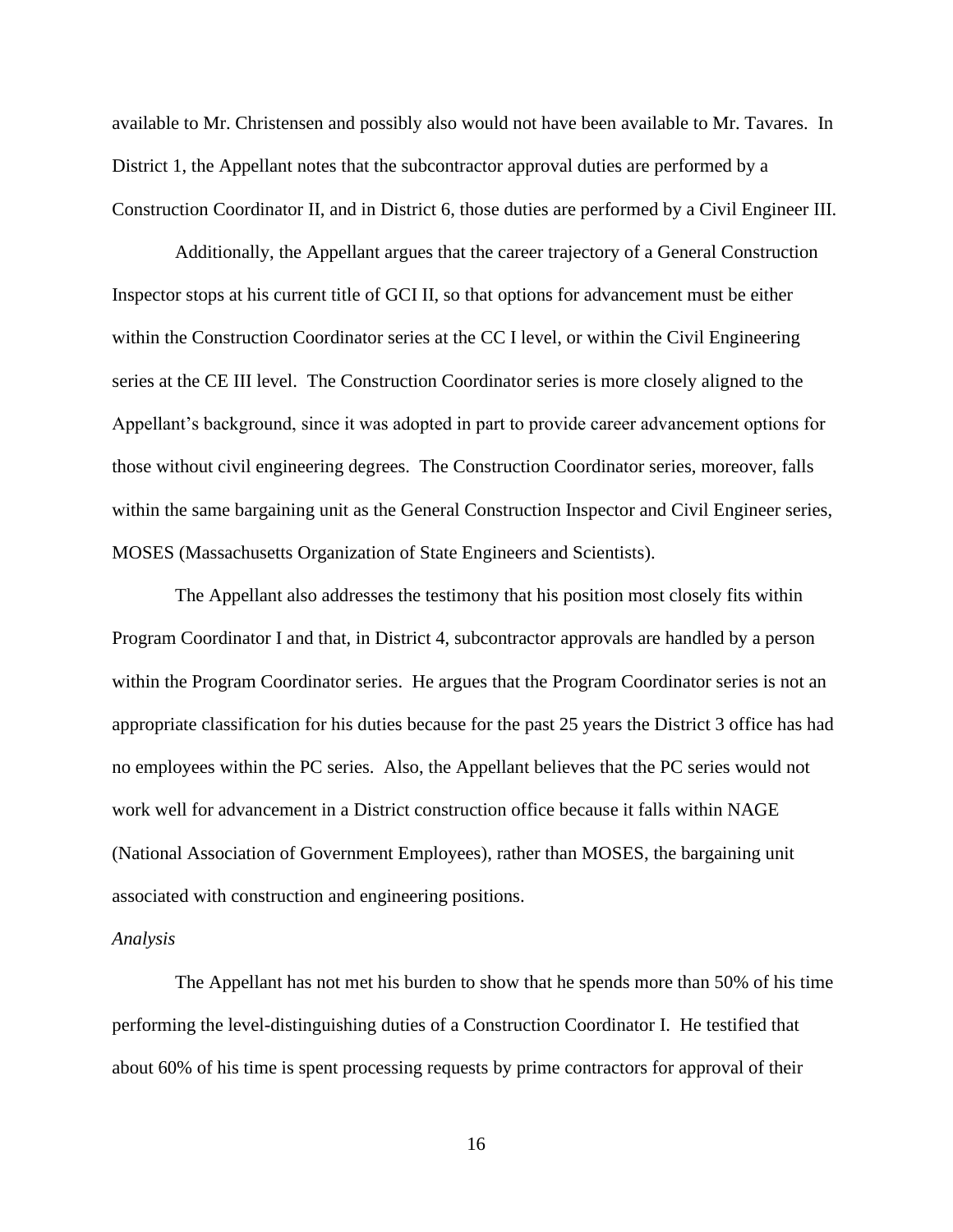available to Mr. Christensen and possibly also would not have been available to Mr. Tavares. In District 1, the Appellant notes that the subcontractor approval duties are performed by a Construction Coordinator II, and in District 6, those duties are performed by a Civil Engineer III.

Additionally, the Appellant argues that the career trajectory of a General Construction Inspector stops at his current title of GCI II, so that options for advancement must be either within the Construction Coordinator series at the CC I level, or within the Civil Engineering series at the CE III level. The Construction Coordinator series is more closely aligned to the Appellant's background, since it was adopted in part to provide career advancement options for those without civil engineering degrees. The Construction Coordinator series, moreover, falls within the same bargaining unit as the General Construction Inspector and Civil Engineer series, MOSES (Massachusetts Organization of State Engineers and Scientists).

The Appellant also addresses the testimony that his position most closely fits within Program Coordinator I and that, in District 4, subcontractor approvals are handled by a person within the Program Coordinator series. He argues that the Program Coordinator series is not an appropriate classification for his duties because for the past 25 years the District 3 office has had no employees within the PC series. Also, the Appellant believes that the PC series would not work well for advancement in a District construction office because it falls within NAGE (National Association of Government Employees), rather than MOSES, the bargaining unit associated with construction and engineering positions.

*Analysis*

The Appellant has not met his burden to show that he spends more than 50% of his time performing the level-distinguishing duties of a Construction Coordinator I. He testified that about 60% of his time is spent processing requests by prime contractors for approval of their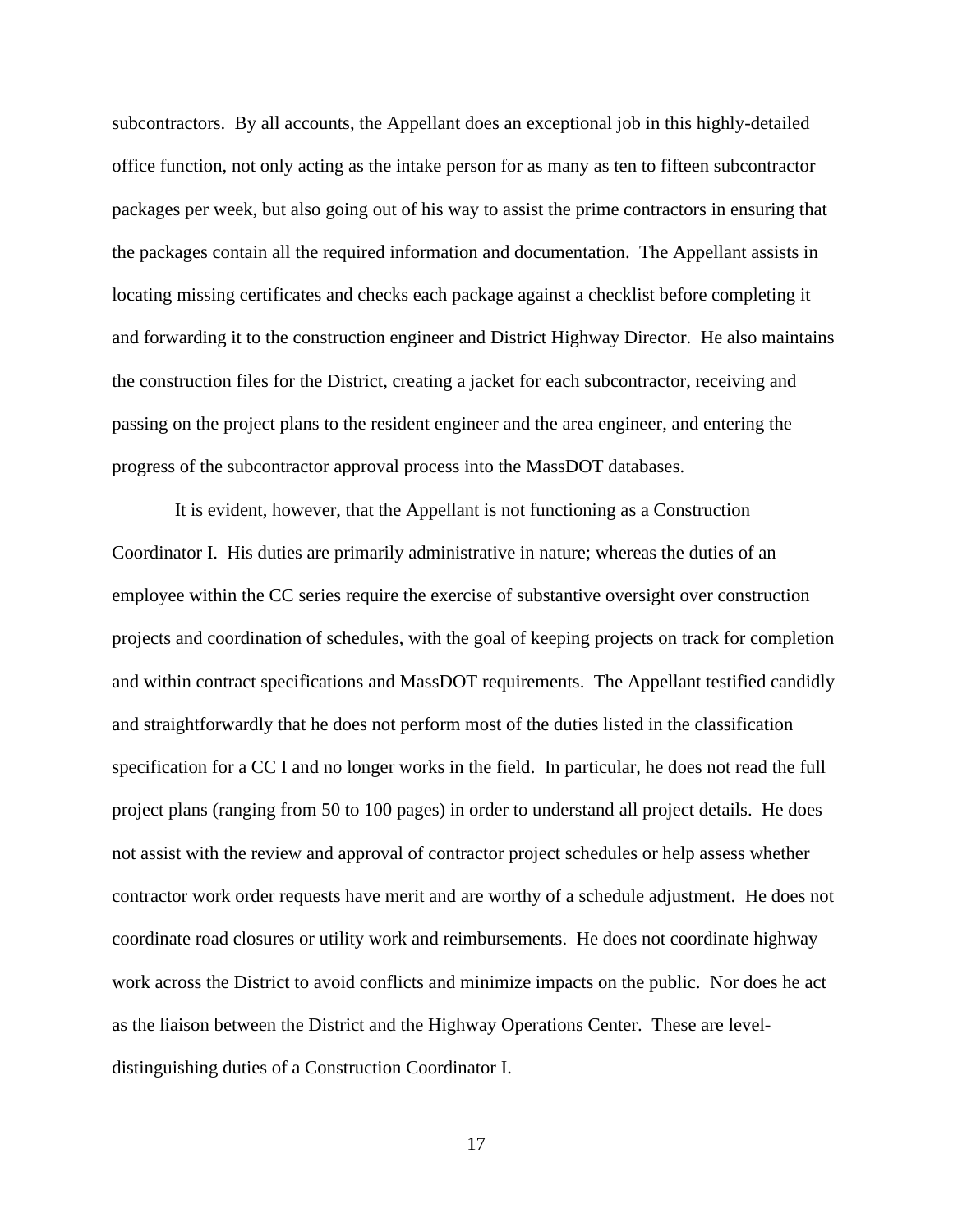subcontractors. By all accounts, the Appellant does an exceptional job in this highly-detailed office function, not only acting as the intake person for as many as ten to fifteen subcontractor packages per week, but also going out of his way to assist the prime contractors in ensuring that the packages contain all the required information and documentation. The Appellant assists in locating missing certificates and checks each package against a checklist before completing it and forwarding it to the construction engineer and District Highway Director. He also maintains the construction files for the District, creating a jacket for each subcontractor, receiving and passing on the project plans to the resident engineer and the area engineer, and entering the progress of the subcontractor approval process into the MassDOT databases.

It is evident, however, that the Appellant is not functioning as a Construction Coordinator I. His duties are primarily administrative in nature; whereas the duties of an employee within the CC series require the exercise of substantive oversight over construction projects and coordination of schedules, with the goal of keeping projects on track for completion and within contract specifications and MassDOT requirements. The Appellant testified candidly and straightforwardly that he does not perform most of the duties listed in the classification specification for a CC I and no longer works in the field. In particular, he does not read the full project plans (ranging from 50 to 100 pages) in order to understand all project details. He does not assist with the review and approval of contractor project schedules or help assess whether contractor work order requests have merit and are worthy of a schedule adjustment. He does not coordinate road closures or utility work and reimbursements. He does not coordinate highway work across the District to avoid conflicts and minimize impacts on the public. Nor does he act as the liaison between the District and the Highway Operations Center. These are level-distinguishing duties of a Construction Coordinator I.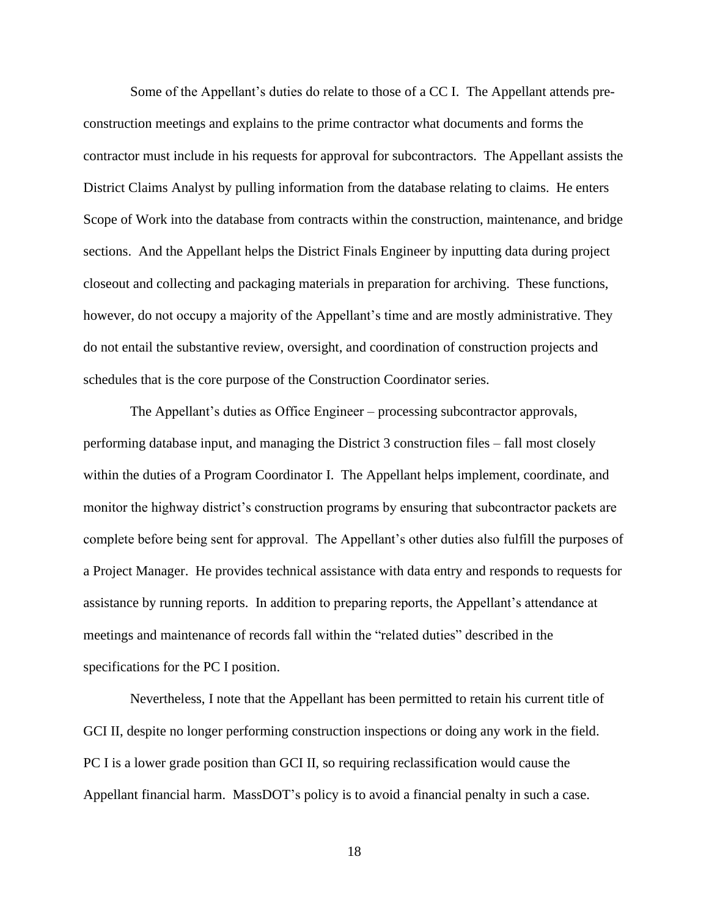Some of the Appellant's duties do relate to those of a CC I. The Appellant attends pre-construction meetings and explains to the prime contractor what documents and forms the contractor must include in his requests for approval for subcontractors. The Appellant assists the District Claims Analyst by pulling information from the database relating to claims. He enters Scope of Work into the database from contracts within the construction, maintenance, and bridge sections. And the Appellant helps the District Finals Engineer by inputting data during project closeout and collecting and packaging materials in preparation for archiving. These functions, however, do not occupy a majority of the Appellant's time and are mostly administrative. They do not entail the substantive review, oversight, and coordination of construction projects and schedules that is the core purpose of the Construction Coordinator series.

The Appellant's duties as Office Engineer – processing subcontractor approvals, performing database input, and managing the District 3 construction files – fall most closely within the duties of a Program Coordinator I. The Appellant helps implement, coordinate, and monitor the highway district's construction programs by ensuring that subcontractor packets are complete before being sent for approval. The Appellant's other duties also fulfill the purposes of a Project Manager. He provides technical assistance with data entry and responds to requests for assistance by running reports. In addition to preparing reports, the Appellant's attendance at meetings and maintenance of records fall within the "related duties" described in the specifications for the PC I position.

Nevertheless, I note that the Appellant has been permitted to retain his current title of GCI II, despite no longer performing construction inspections or doing any work in the field. PC I is a lower grade position than GCI II, so requiring reclassification would cause the Appellant financial harm. MassDOT's policy is to avoid a financial penalty in such a case.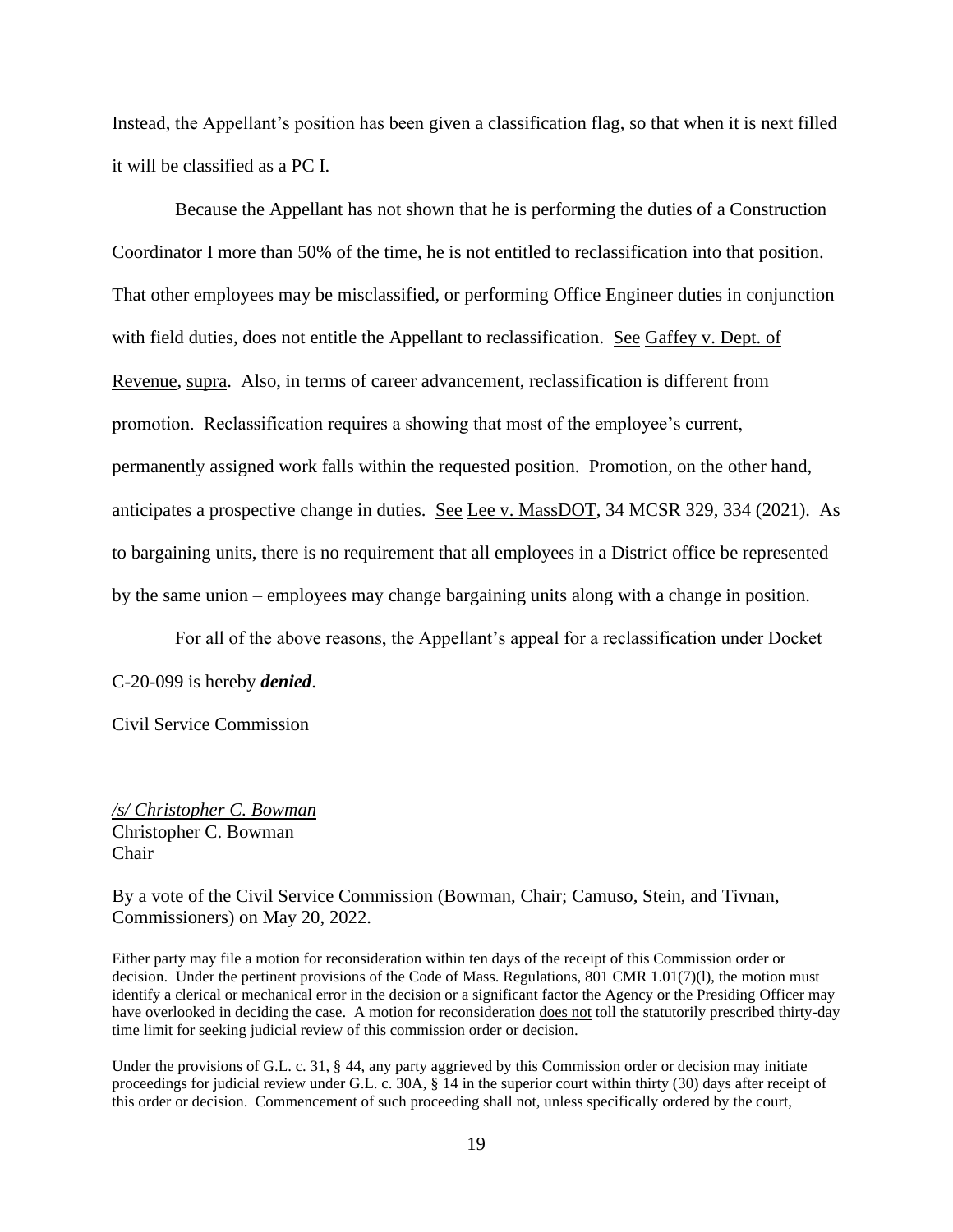Instead, the Appellant's position has been given a classification flag, so that when it is next filled it will be classified as a PC I.

Because the Appellant has not shown that he is performing the duties of a Construction Coordinator I more than 50% of the time, he is not entitled to reclassification into that position. That other employees may be misclassified, or performing Office Engineer duties in conjunction with field duties, does not entitle the Appellant to reclassification. See Gaffey v. Dept. of Revenue, supra. Also, in terms of career advancement, reclassification is different from promotion. Reclassification requires a showing that most of the employee's current, permanently assigned work falls within the requested position. Promotion, on the other hand, anticipates a prospective change in duties. See Lee v. MassDOT, 34 MCSR 329, 334 (2021). As to bargaining units, there is no requirement that all employees in a District office be represented by the same union – employees may change bargaining units along with a change in position.

For all of the above reasons, the Appellant's appeal for a reclassification under Docket C-20-099 is hereby ***denied***.

Civil Service Commission

*/s/ Christopher C. Bowman*
Christopher C. Bowman
Chair

By a vote of the Civil Service Commission (Bowman, Chair; Camuso, Stein, and Tivnan, Commissioners) on May 20, 2022.

Either party may file a motion for reconsideration within ten days of the receipt of this Commission order or decision. Under the pertinent provisions of the Code of Mass. Regulations, 801 CMR 1.01(7)(l), the motion must identify a clerical or mechanical error in the decision or a significant factor the Agency or the Presiding Officer may have overlooked in deciding the case. A motion for reconsideration does not toll the statutorily prescribed thirty-day time limit for seeking judicial review of this commission order or decision.

Under the provisions of G.L. c. 31, § 44, any party aggrieved by this Commission order or decision may initiate proceedings for judicial review under G.L. c. 30A, § 14 in the superior court within thirty (30) days after receipt of this order or decision. Commencement of such proceeding shall not, unless specifically ordered by the court,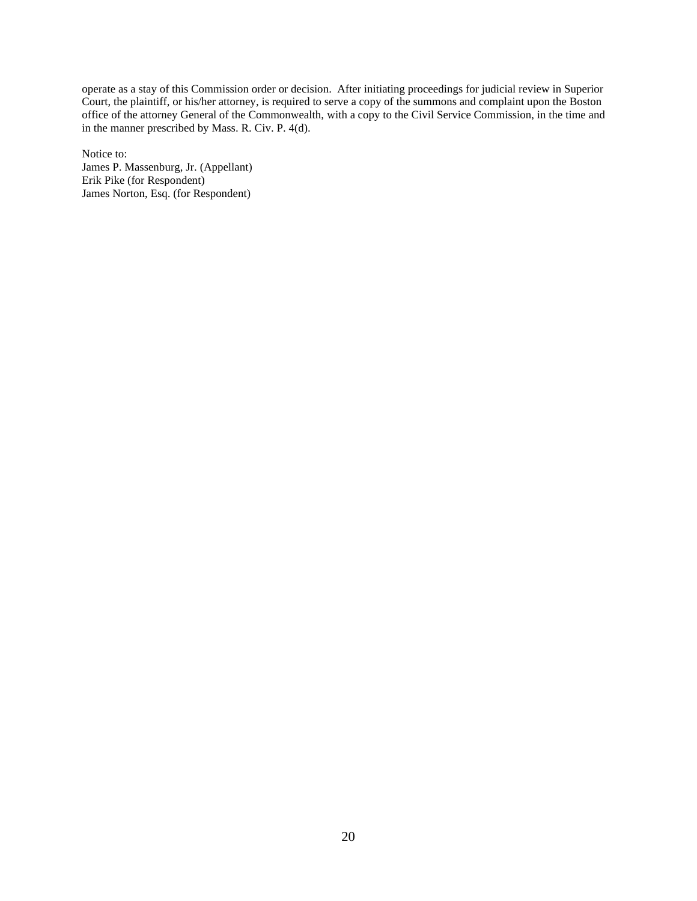operate as a stay of this Commission order or decision. After initiating proceedings for judicial review in Superior Court, the plaintiff, or his/her attorney, is required to serve a copy of the summons and complaint upon the Boston office of the attorney General of the Commonwealth, with a copy to the Civil Service Commission, in the time and in the manner prescribed by Mass. R. Civ. P. 4(d).

Notice to:
James P. Massenburg, Jr. (Appellant)
Erik Pike (for Respondent)
James Norton, Esq. (for Respondent)